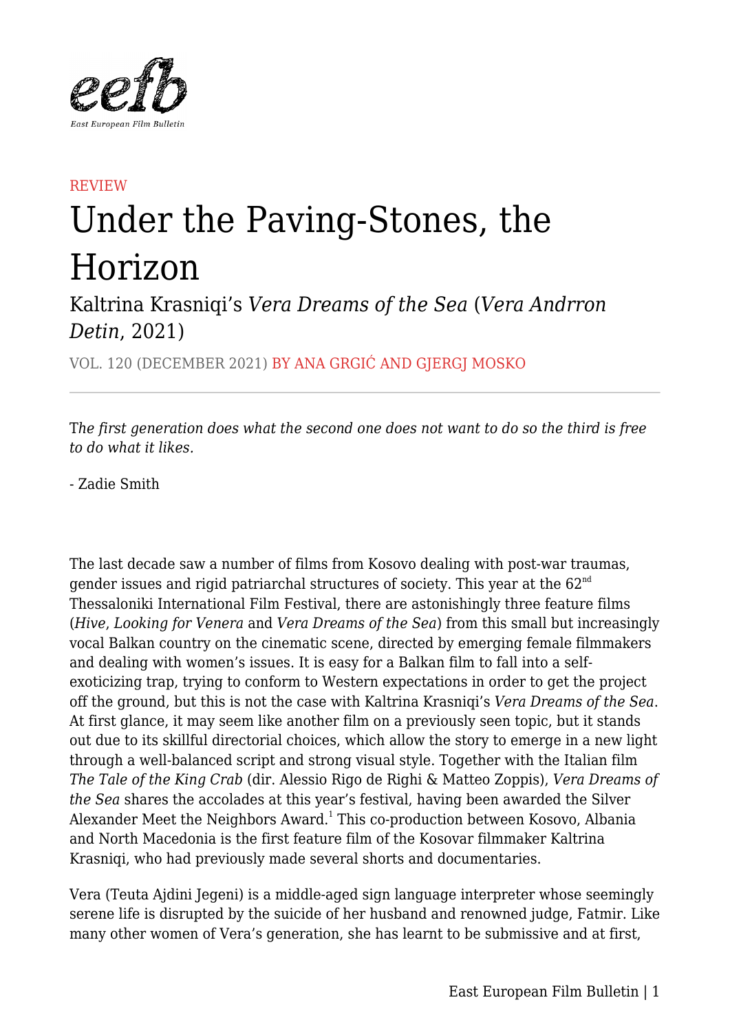REVIEW

# Under the Paving-Stones, the Horizon

## Kaltrina Krasniqi's *Vera Dreams of the Sea* (*Vera Andrron Detin*, 2021)

VOL. 120 (DECEMBER 2021) BY ANA GRGIĆ AND GJERGJ MOSKO

---

*The first generation does what the second one does not want to do so the third is free to do what it likes.*

- Zadie Smith

The last decade saw a number of films from Kosovo dealing with post-war traumas, gender issues and rigid patriarchal structures of society. This year at the 62nd Thessaloniki International Film Festival, there are astonishingly three feature films (*Hive*, *Looking for Venera* and *Vera Dreams of the Sea*) from this small but increasingly vocal Balkan country on the cinematic scene, directed by emerging female filmmakers and dealing with women's issues. It is easy for a Balkan film to fall into a self-exoticizing trap, trying to conform to Western expectations in order to get the project off the ground, but this is not the case with Kaltrina Krasniqi's *Vera Dreams of the Sea*. At first glance, it may seem like another film on a previously seen topic, but it stands out due to its skillful directorial choices, which allow the story to emerge in a new light through a well-balanced script and strong visual style. Together with the Italian film *The Tale of the King Crab* (dir. Alessio Rigo de Righi & Matteo Zoppis), *Vera Dreams of the Sea* shares the accolades at this year's festival, having been awarded the Silver Alexander Meet the Neighbors Award.[1] This co-production between Kosovo, Albania and North Macedonia is the first feature film of the Kosovar filmmaker Kaltrina Krasniqi, who had previously made several shorts and documentaries.

Vera (Teuta Ajdini Jegeni) is a middle-aged sign language interpreter whose seemingly serene life is disrupted by the suicide of her husband and renowned judge, Fatmir. Like many other women of Vera's generation, she has learnt to be submissive and at first,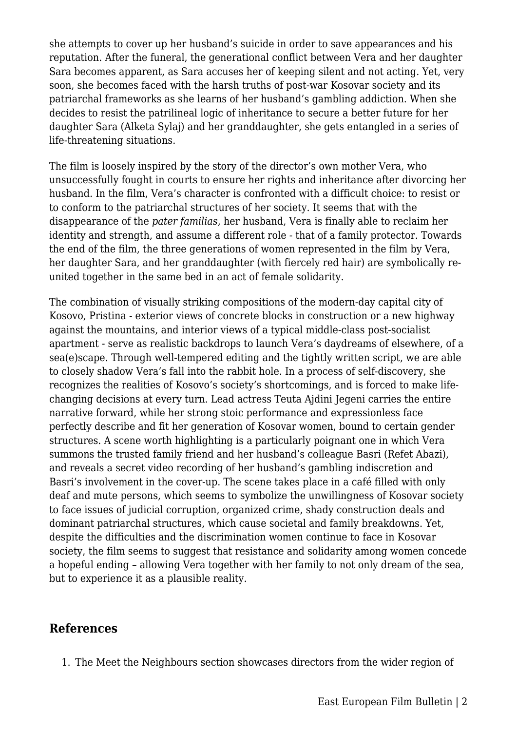she attempts to cover up her husband's suicide in order to save appearances and his reputation. After the funeral, the generational conflict between Vera and her daughter Sara becomes apparent, as Sara accuses her of keeping silent and not acting. Yet, very soon, she becomes faced with the harsh truths of post-war Kosovar society and its patriarchal frameworks as she learns of her husband's gambling addiction. When she decides to resist the patrilineal logic of inheritance to secure a better future for her daughter Sara (Alketa Sylaj) and her granddaughter, she gets entangled in a series of life-threatening situations.

The film is loosely inspired by the story of the director's own mother Vera, who unsuccessfully fought in courts to ensure her rights and inheritance after divorcing her husband. In the film, Vera's character is confronted with a difficult choice: to resist or to conform to the patriarchal structures of her society. It seems that with the disappearance of the *pater familias*, her husband, Vera is finally able to reclaim her identity and strength, and assume a different role - that of a family protector. Towards the end of the film, the three generations of women represented in the film by Vera, her daughter Sara, and her granddaughter (with fiercely red hair) are symbolically re-united together in the same bed in an act of female solidarity.

The combination of visually striking compositions of the modern-day capital city of Kosovo, Pristina - exterior views of concrete blocks in construction or a new highway against the mountains, and interior views of a typical middle-class post-socialist apartment - serve as realistic backdrops to launch Vera's daydreams of elsewhere, of a sea(e)scape. Through well-tempered editing and the tightly written script, we are able to closely shadow Vera's fall into the rabbit hole. In a process of self-discovery, she recognizes the realities of Kosovo's society's shortcomings, and is forced to make life-changing decisions at every turn. Lead actress Teuta Ajdini Jegeni carries the entire narrative forward, while her strong stoic performance and expressionless face perfectly describe and fit her generation of Kosovar women, bound to certain gender structures. A scene worth highlighting is a particularly poignant one in which Vera summons the trusted family friend and her husband's colleague Basri (Refet Abazi), and reveals a secret video recording of her husband's gambling indiscretion and Basri's involvement in the cover-up. The scene takes place in a café filled with only deaf and mute persons, which seems to symbolize the unwillingness of Kosovar society to face issues of judicial corruption, organized crime, shady construction deals and dominant patriarchal structures, which cause societal and family breakdowns. Yet, despite the difficulties and the discrimination women continue to face in Kosovar society, the film seems to suggest that resistance and solidarity among women concede a hopeful ending – allowing Vera together with her family to not only dream of the sea, but to experience it as a plausible reality.

## References

1. The Meet the Neighbours section showcases directors from the wider region of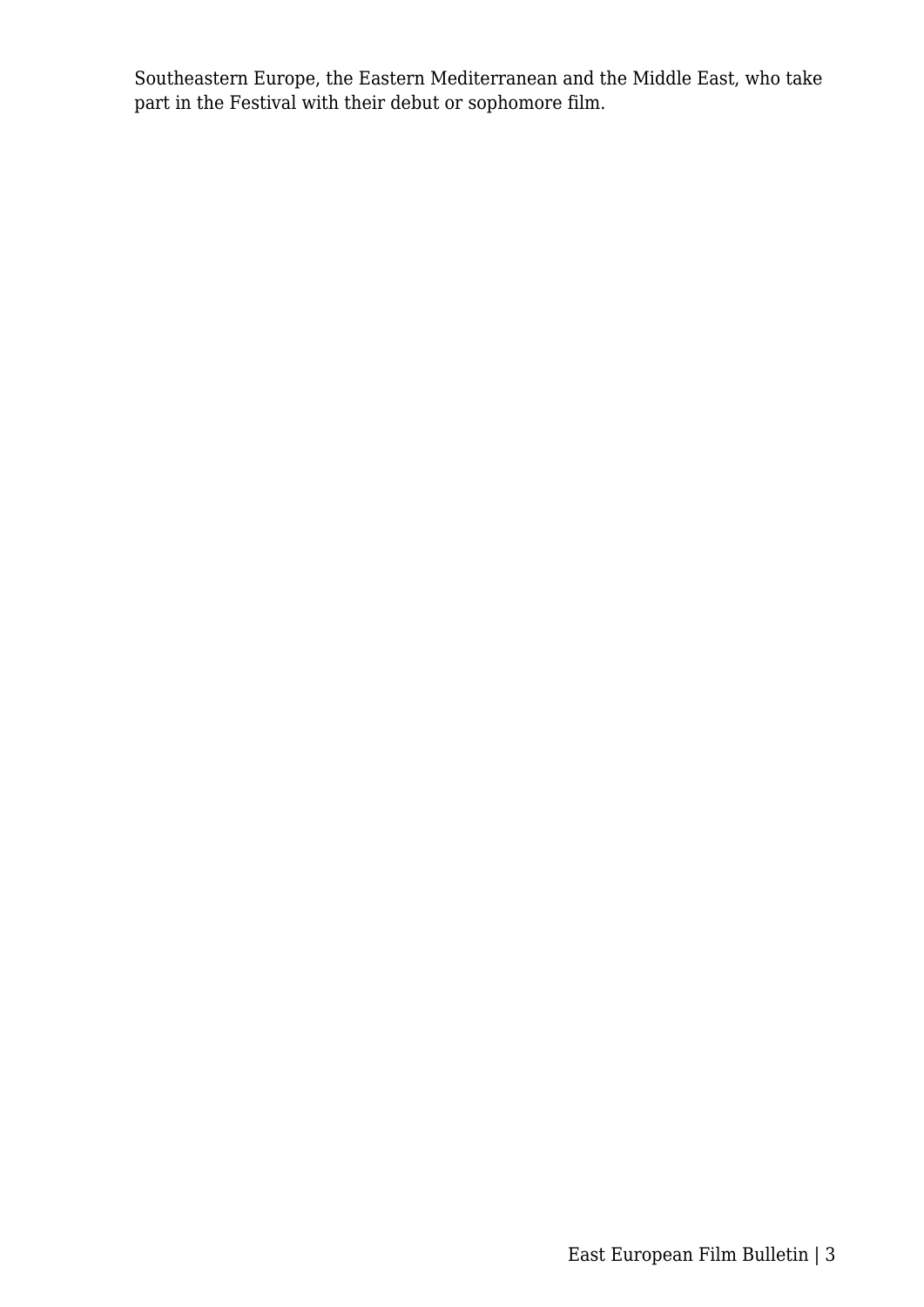Southeastern Europe, the Eastern Mediterranean and the Middle East, who take part in the Festival with their debut or sophomore film.